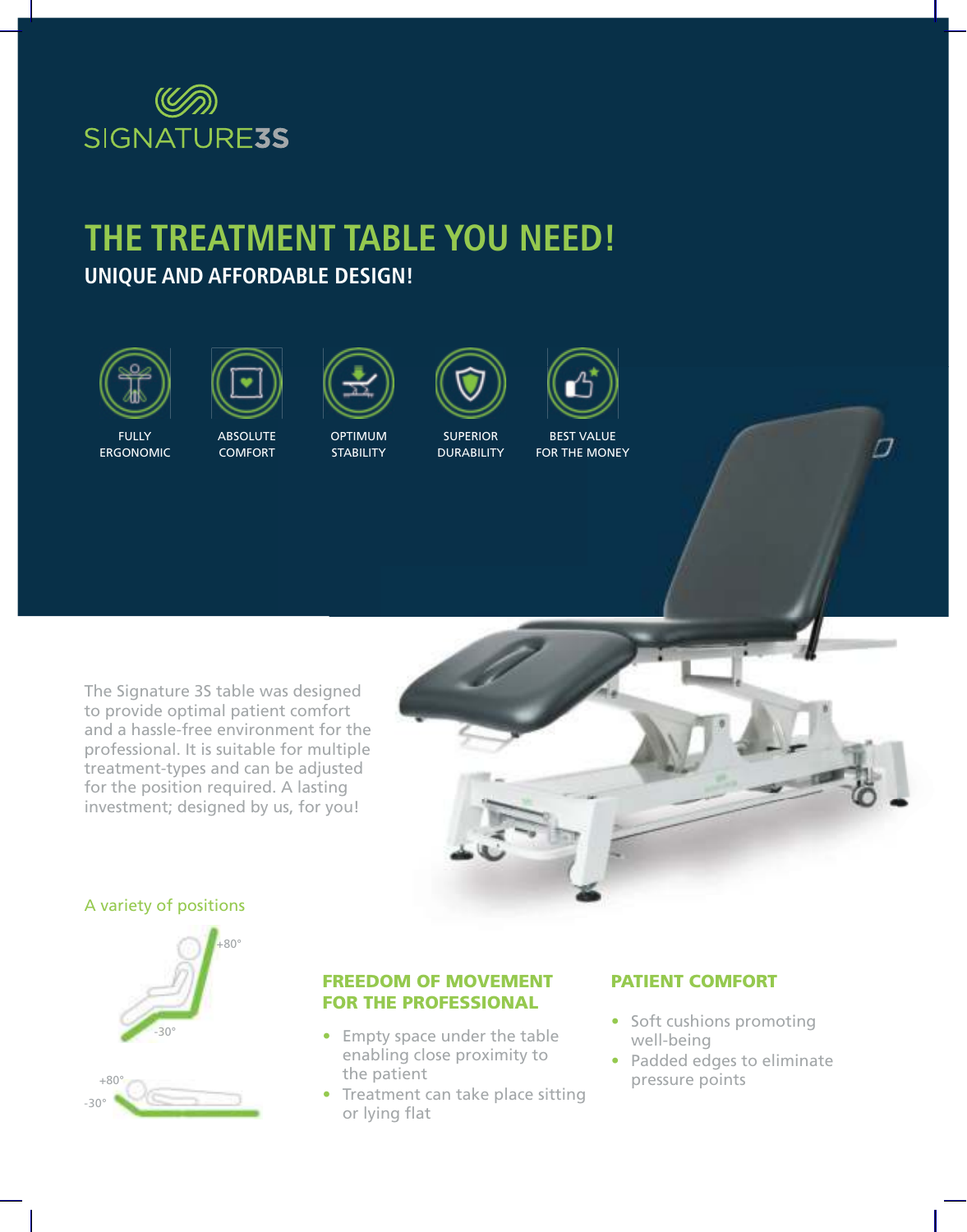SIGNATURE3S

# THE TREATMENT TABLE YOU NEED!

## UNIQUE AND AFFORDABLE DESIGN!

FULLY ERGONOMIC

ABSOLUTE COMFORT

OPTIMUM STABILITY

SUPERIOR DURABILITY

BEST VALUE FOR THE MONEY

The Signature 3S table was designed to provide optimal patient comfort and a hassle-free environment for the professional. It is suitable for multiple treatment-types and can be adjusted for the position required. A lasting investment; designed by us, for you!

A variety of positions

+80°

-30°

+80°

-30°

### FREEDOM OF MOVEMENT FOR THE PROFESSIONAL

- Empty space under the table enabling close proximity to the patient
- Treatment can take place sitting or lying flat

### PATIENT COMFORT

- Soft cushions promoting well-being
- Padded edges to eliminate pressure points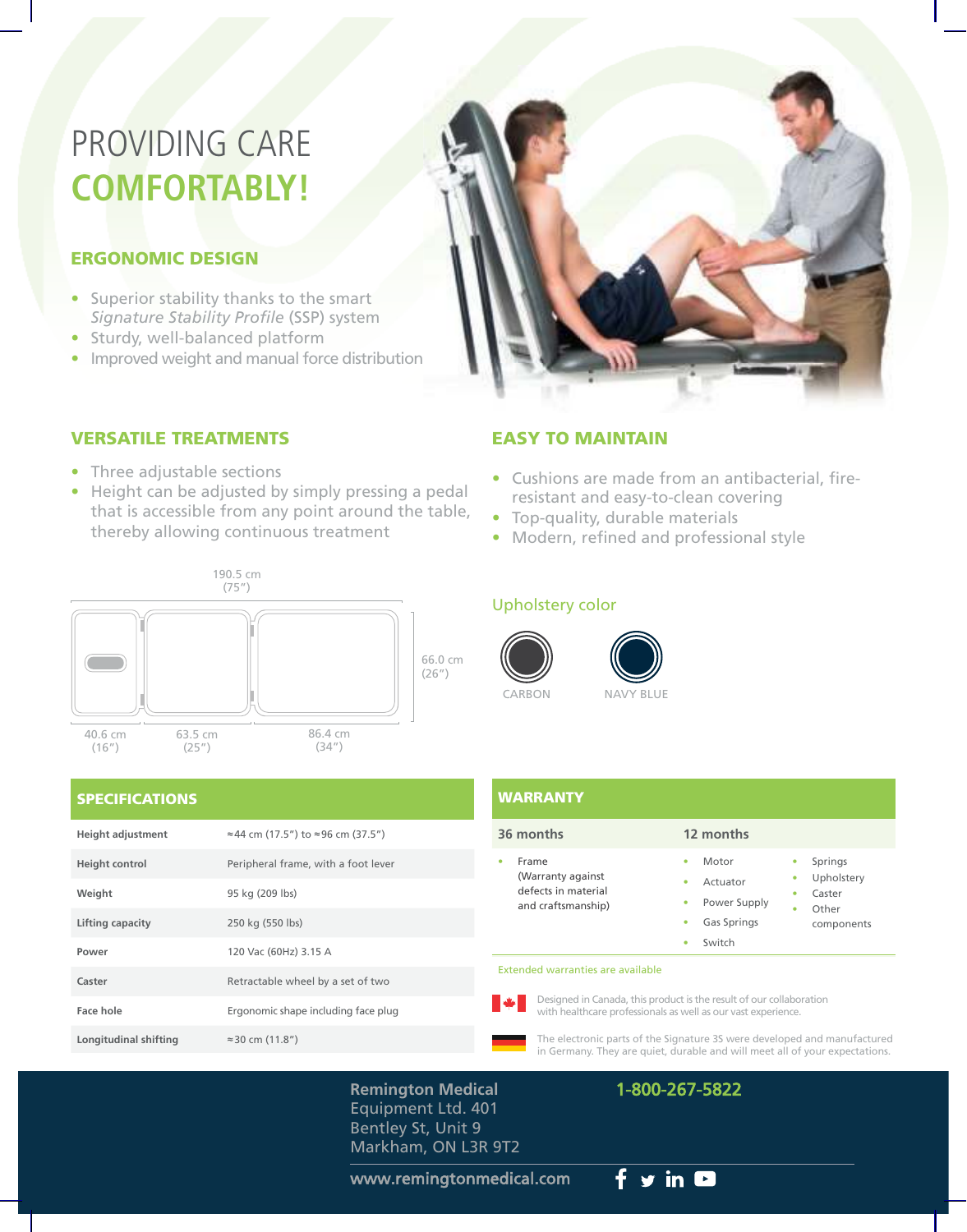# PROVIDING CARE **COMFORTABLY!**

## ERGONOMIC DESIGN

- Superior stability thanks to the smart *Signature Stability Profile* (SSP) system
- Sturdy, well-balanced platform
- Improved weight and manual force distribution

## VERSATILE TREATMENTS

- Three adjustable sections
- Height can be adjusted by simply pressing a pedal that is accessible from any point around the table, thereby allowing continuous treatment

## EASY TO MAINTAIN

- Cushions are made from an antibacterial, fire-resistant and easy-to-clean covering
- Top-quality, durable materials
- Modern, refined and professional style

190.5 cm (75″)

66.0 cm (26″)

40.6 cm (16″)

63.5 cm (25″)

86.4 cm (34″)

### Upholstery color

CARBON

NAVY BLUE

## SPECIFICATIONS

| | |
|---|---|
| **Height adjustment** | ≈44 cm (17.5″) to ≈96 cm (37.5″) |
| **Height control** | Peripheral frame, with a foot lever |
| **Weight** | 95 kg (209 lbs) |
| **Lifting capacity** | 250 kg (550 lbs) |
| **Power** | 120 Vac (60Hz) 3.15 A |
| **Caster** | Retractable wheel by a set of two |
| **Face hole** | Ergonomic shape including face plug |
| **Longitudinal shifting** | ≈30 cm (11.8″) |

## WARRANTY

**36 months**

- Frame (Warranty against defects in material and craftsmanship)

**12 months**

- Motor
- Actuator
- Power Supply
- Gas Springs
- Switch
- Springs
- Upholstery
- Caster
- Other components

Extended warranties are available

Designed in Canada, this product is the result of our collaboration with healthcare professionals as well as our vast experience.

The electronic parts of the Signature 3S were developed and manufactured in Germany. They are quiet, durable and will meet all of your expectations.

**Remington Medical** Equipment Ltd. 401 Bentley St, Unit 9 Markham, ON L3R 9T2

**1-800-267-5822**

www.remingtonmedical.com